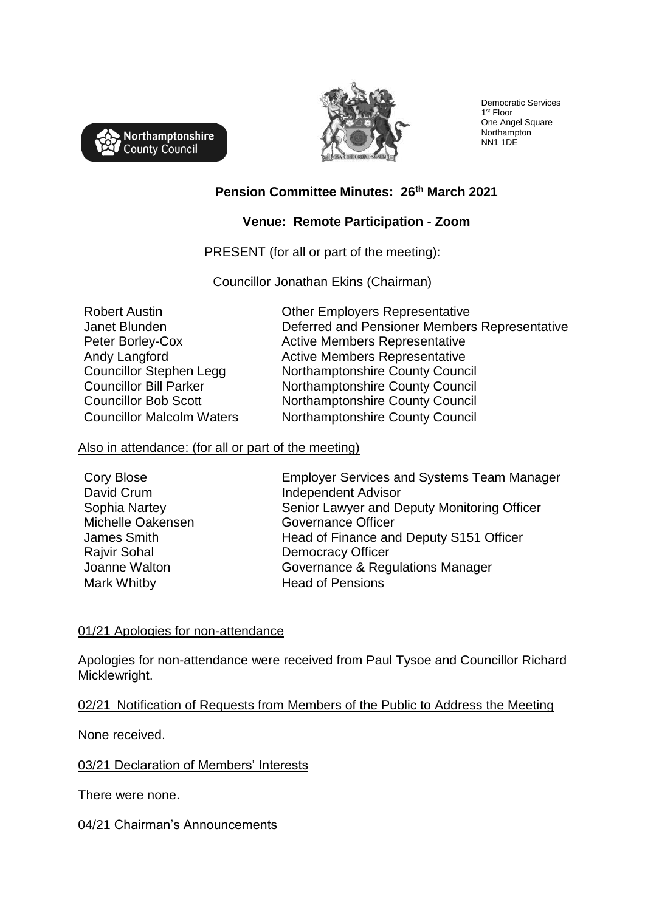Democratic Services
1st Floor
One Angel Square
Northampton
NN1 1DE

# Pension Committee Minutes: 26th March 2021

## Venue: Remote Participation - Zoom

PRESENT (for all or part of the meeting):

Councillor Jonathan Ekins (Chairman)

| | |
|---|---|
| Robert Austin | Other Employers Representative |
| Janet Blunden | Deferred and Pensioner Members Representative |
| Peter Borley-Cox | Active Members Representative |
| Andy Langford | Active Members Representative |
| Councillor Stephen Legg | Northamptonshire County Council |
| Councillor Bill Parker | Northamptonshire County Council |
| Councillor Bob Scott | Northamptonshire County Council |
| Councillor Malcolm Waters | Northamptonshire County Council |

Also in attendance: (for all or part of the meeting)

| | |
|---|---|
| Cory Blose | Employer Services and Systems Team Manager |
| David Crum | Independent Advisor |
| Sophia Nartey | Senior Lawyer and Deputy Monitoring Officer |
| Michelle Oakensen | Governance Officer |
| James Smith | Head of Finance and Deputy S151 Officer |
| Rajvir Sohal | Democracy Officer |
| Joanne Walton | Governance & Regulations Manager |
| Mark Whitby | Head of Pensions |

01/21 Apologies for non-attendance

Apologies for non-attendance were received from Paul Tysoe and Councillor Richard Micklewright.

02/21 Notification of Requests from Members of the Public to Address the Meeting

None received.

03/21 Declaration of Members' Interests

There were none.

04/21 Chairman's Announcements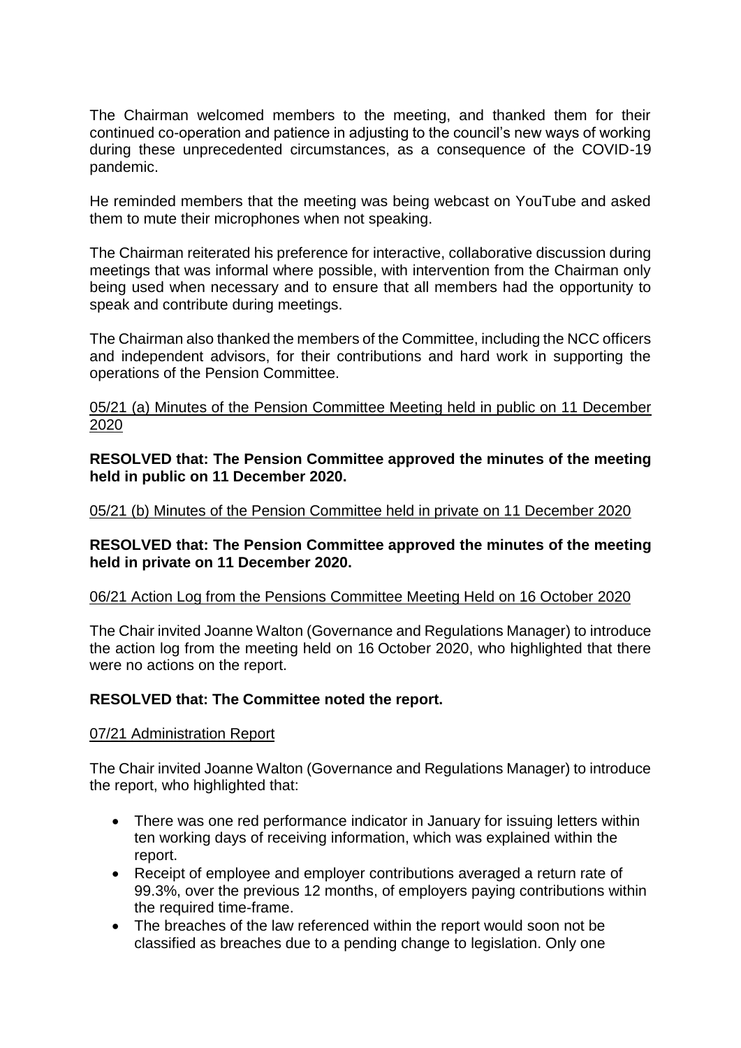The Chairman welcomed members to the meeting, and thanked them for their continued co-operation and patience in adjusting to the council's new ways of working during these unprecedented circumstances, as a consequence of the COVID-19 pandemic.

He reminded members that the meeting was being webcast on YouTube and asked them to mute their microphones when not speaking.

The Chairman reiterated his preference for interactive, collaborative discussion during meetings that was informal where possible, with intervention from the Chairman only being used when necessary and to ensure that all members had the opportunity to speak and contribute during meetings.

The Chairman also thanked the members of the Committee, including the NCC officers and independent advisors, for their contributions and hard work in supporting the operations of the Pension Committee.

05/21 (a) Minutes of the Pension Committee Meeting held in public on 11 December 2020

**RESOLVED that: The Pension Committee approved the minutes of the meeting held in public on 11 December 2020.**

05/21 (b) Minutes of the Pension Committee held in private on 11 December 2020

**RESOLVED that: The Pension Committee approved the minutes of the meeting held in private on 11 December 2020.**

06/21 Action Log from the Pensions Committee Meeting Held on 16 October 2020

The Chair invited Joanne Walton (Governance and Regulations Manager) to introduce the action log from the meeting held on 16 October 2020, who highlighted that there were no actions on the report.

**RESOLVED that: The Committee noted the report.**

07/21 Administration Report

The Chair invited Joanne Walton (Governance and Regulations Manager) to introduce the report, who highlighted that:

- There was one red performance indicator in January for issuing letters within ten working days of receiving information, which was explained within the report.
- Receipt of employee and employer contributions averaged a return rate of 99.3%, over the previous 12 months, of employers paying contributions within the required time-frame.
- The breaches of the law referenced within the report would soon not be classified as breaches due to a pending change to legislation. Only one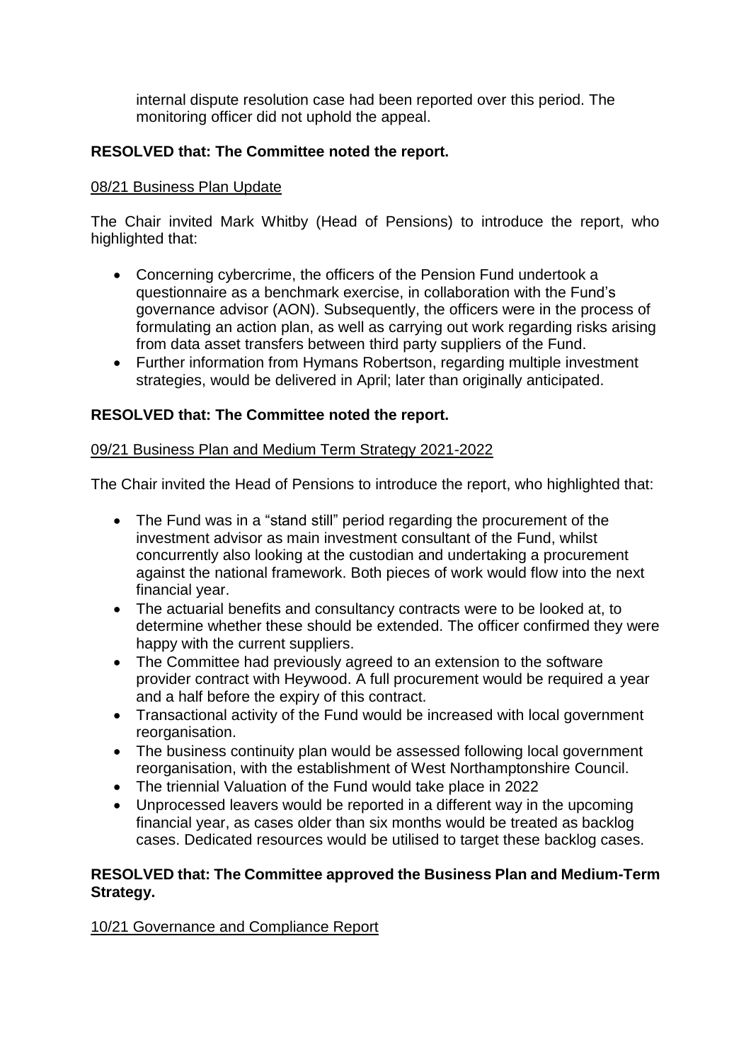internal dispute resolution case had been reported over this period. The monitoring officer did not uphold the appeal.

**RESOLVED that: The Committee noted the report.**

08/21 Business Plan Update

The Chair invited Mark Whitby (Head of Pensions) to introduce the report, who highlighted that:

- Concerning cybercrime, the officers of the Pension Fund undertook a questionnaire as a benchmark exercise, in collaboration with the Fund's governance advisor (AON). Subsequently, the officers were in the process of formulating an action plan, as well as carrying out work regarding risks arising from data asset transfers between third party suppliers of the Fund.
- Further information from Hymans Robertson, regarding multiple investment strategies, would be delivered in April; later than originally anticipated.

**RESOLVED that: The Committee noted the report.**

09/21 Business Plan and Medium Term Strategy 2021-2022

The Chair invited the Head of Pensions to introduce the report, who highlighted that:

- The Fund was in a "stand still" period regarding the procurement of the investment advisor as main investment consultant of the Fund, whilst concurrently also looking at the custodian and undertaking a procurement against the national framework. Both pieces of work would flow into the next financial year.
- The actuarial benefits and consultancy contracts were to be looked at, to determine whether these should be extended. The officer confirmed they were happy with the current suppliers.
- The Committee had previously agreed to an extension to the software provider contract with Heywood. A full procurement would be required a year and a half before the expiry of this contract.
- Transactional activity of the Fund would be increased with local government reorganisation.
- The business continuity plan would be assessed following local government reorganisation, with the establishment of West Northamptonshire Council.
- The triennial Valuation of the Fund would take place in 2022
- Unprocessed leavers would be reported in a different way in the upcoming financial year, as cases older than six months would be treated as backlog cases. Dedicated resources would be utilised to target these backlog cases.

**RESOLVED that: The Committee approved the Business Plan and Medium-Term Strategy.**

10/21 Governance and Compliance Report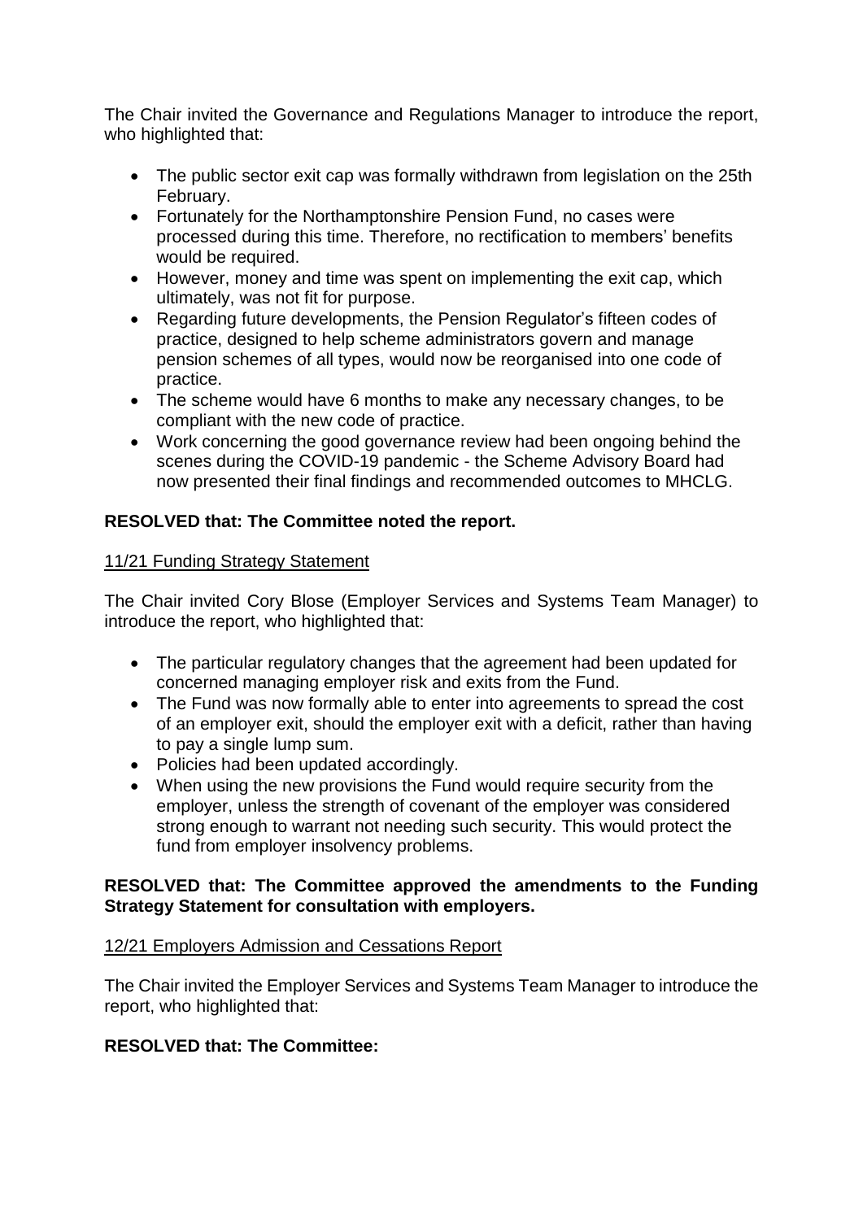The Chair invited the Governance and Regulations Manager to introduce the report, who highlighted that:

- The public sector exit cap was formally withdrawn from legislation on the 25th February.
- Fortunately for the Northamptonshire Pension Fund, no cases were processed during this time. Therefore, no rectification to members' benefits would be required.
- However, money and time was spent on implementing the exit cap, which ultimately, was not fit for purpose.
- Regarding future developments, the Pension Regulator's fifteen codes of practice, designed to help scheme administrators govern and manage pension schemes of all types, would now be reorganised into one code of practice.
- The scheme would have 6 months to make any necessary changes, to be compliant with the new code of practice.
- Work concerning the good governance review had been ongoing behind the scenes during the COVID-19 pandemic - the Scheme Advisory Board had now presented their final findings and recommended outcomes to MHCLG.

**RESOLVED that: The Committee noted the report.**

<u>11/21 Funding Strategy Statement</u>

The Chair invited Cory Blose (Employer Services and Systems Team Manager) to introduce the report, who highlighted that:

- The particular regulatory changes that the agreement had been updated for concerned managing employer risk and exits from the Fund.
- The Fund was now formally able to enter into agreements to spread the cost of an employer exit, should the employer exit with a deficit, rather than having to pay a single lump sum.
- Policies had been updated accordingly.
- When using the new provisions the Fund would require security from the employer, unless the strength of covenant of the employer was considered strong enough to warrant not needing such security. This would protect the fund from employer insolvency problems.

**RESOLVED that: The Committee approved the amendments to the Funding Strategy Statement for consultation with employers.**

<u>12/21 Employers Admission and Cessations Report</u>

The Chair invited the Employer Services and Systems Team Manager to introduce the report, who highlighted that:

**RESOLVED that: The Committee:**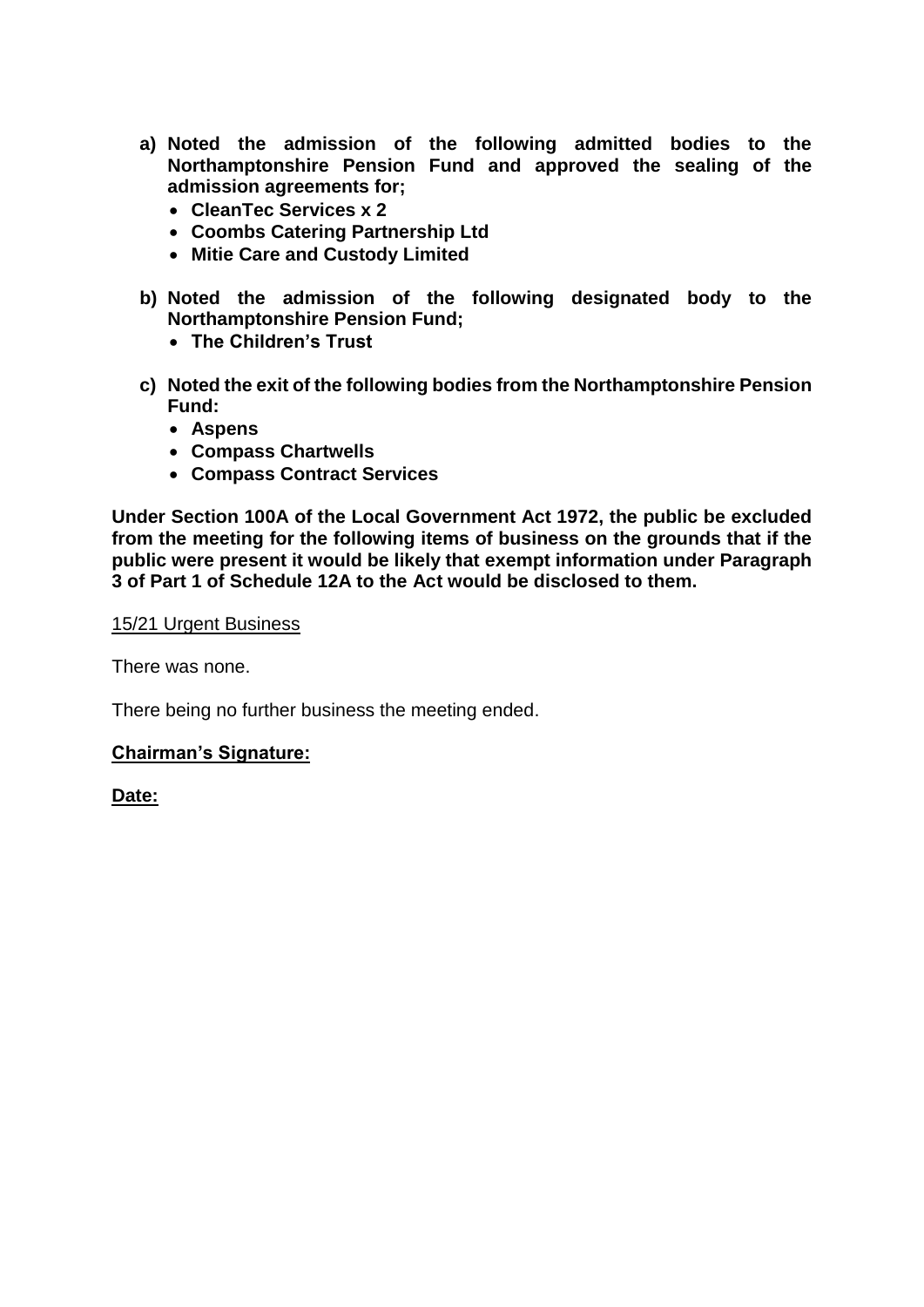a) **Noted the admission of the following admitted bodies to the Northamptonshire Pension Fund and approved the sealing of the admission agreements for;**
   - **CleanTec Services x 2**
   - **Coombs Catering Partnership Ltd**
   - **Mitie Care and Custody Limited**

b) **Noted the admission of the following designated body to the Northamptonshire Pension Fund;**
   - **The Children's Trust**

c) **Noted the exit of the following bodies from the Northamptonshire Pension Fund:**
   - **Aspens**
   - **Compass Chartwells**
   - **Compass Contract Services**

**Under Section 100A of the Local Government Act 1972, the public be excluded from the meeting for the following items of business on the grounds that if the public were present it would be likely that exempt information under Paragraph 3 of Part 1 of Schedule 12A to the Act would be disclosed to them.**

15/21 Urgent Business

There was none.

There being no further business the meeting ended.

**Chairman's Signature:**

**Date:**